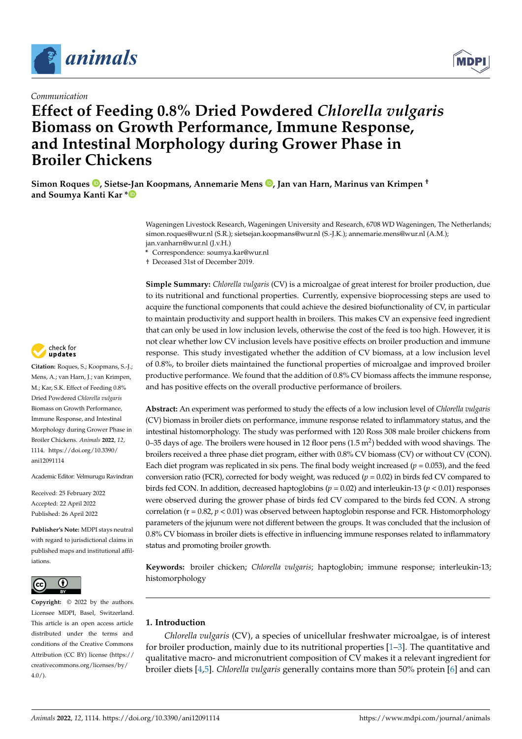*Communication*

# Effect of Feeding 0.8% Dried Powdered *Chlorella vulgaris* Biomass on Growth Performance, Immune Response, and Intestinal Morphology during Grower Phase in Broiler Chickens

**Simon Roques, Sietse-Jan Koopmans, Annemarie Mens, Jan van Harn, Marinus van Krimpen † and Soumya Kanti Kar ***

Wageningen Livestock Research, Wageningen University and Research, 6708 WD Wageningen, The Netherlands; simon.roques@wur.nl (S.R.); sietsejan.koopmans@wur.nl (S.-J.K.); annemarie.mens@wur.nl (A.M.); jan.vanharn@wur.nl (J.v.H.)

\* Correspondence: soumya.kar@wur.nl

† Deceased 31st of December 2019.

**Citation:** Roques, S.; Koopmans, S.-J.; Mens, A.; van Harn, J.; van Krimpen, M.; Kar, S.K. Effect of Feeding 0.8% Dried Powdered *Chlorella vulgaris* Biomass on Growth Performance, Immune Response, and Intestinal Morphology during Grower Phase in Broiler Chickens. *Animals* **2022**, *12*, 1114. https://doi.org/10.3390/ani12091114

Academic Editor: Velmurugu Ravindran

Received: 25 February 2022
Accepted: 22 April 2022
Published: 26 April 2022

**Publisher's Note:** MDPI stays neutral with regard to jurisdictional claims in published maps and institutional affiliations.

**Copyright:** © 2022 by the authors. Licensee MDPI, Basel, Switzerland. This article is an open access article distributed under the terms and conditions of the Creative Commons Attribution (CC BY) license (https://creativecommons.org/licenses/by/4.0/).

**Simple Summary:** *Chlorella vulgaris* (CV) is a microalgae of great interest for broiler production, due to its nutritional and functional properties. Currently, expensive bioprocessing steps are used to acquire the functional components that could achieve the desired biofunctionality of CV, in particular to maintain productivity and support health in broilers. This makes CV an expensive feed ingredient that can only be used in low inclusion levels, otherwise the cost of the feed is too high. However, it is not clear whether low CV inclusion levels have positive effects on broiler production and immune response. This study investigated whether the addition of CV biomass, at a low inclusion level of 0.8%, to broiler diets maintained the functional properties of microalgae and improved broiler productive performance. We found that the addition of 0.8% CV biomass affects the immune response, and has positive effects on the overall productive performance of broilers.

**Abstract:** An experiment was performed to study the effects of a low inclusion level of *Chlorella vulgaris* (CV) biomass in broiler diets on performance, immune response related to inflammatory status, and the intestinal histomorphology. The study was performed with 120 Ross 308 male broiler chickens from 0–35 days of age. The broilers were housed in 12 floor pens (1.5 $m^2$) bedded with wood shavings. The broilers received a three phase diet program, either with 0.8% CV biomass (CV) or without CV (CON). Each diet program was replicated in six pens. The final body weight increased ($p = 0.053$), and the feed conversion ratio (FCR), corrected for body weight, was reduced ($p = 0.02$) in birds fed CV compared to birds fed CON. In addition, decreased haptoglobins ($p = 0.02$) and interleukin-13 ($p < 0.01$) responses were observed during the grower phase of birds fed CV compared to the birds fed CON. A strong correlation ($r = 0.82$, $p < 0.01$) was observed between haptoglobin response and FCR. Histomorphology parameters of the jejunum were not different between the groups. It was concluded that the inclusion of 0.8% CV biomass in broiler diets is effective in influencing immune responses related to inflammatory status and promoting broiler growth.

**Keywords:** broiler chicken; *Chlorella vulgaris*; haptoglobin; immune response; interleukin-13; histomorphology

## 1. Introduction

*Chlorella vulgaris* (CV), a species of unicellular freshwater microalgae, is of interest for broiler production, mainly due to its nutritional properties [1–3]. The quantitative and qualitative macro- and micronutrient composition of CV makes it a relevant ingredient for broiler diets [4,5]. *Chlorella vulgaris* generally contains more than 50% protein [6] and can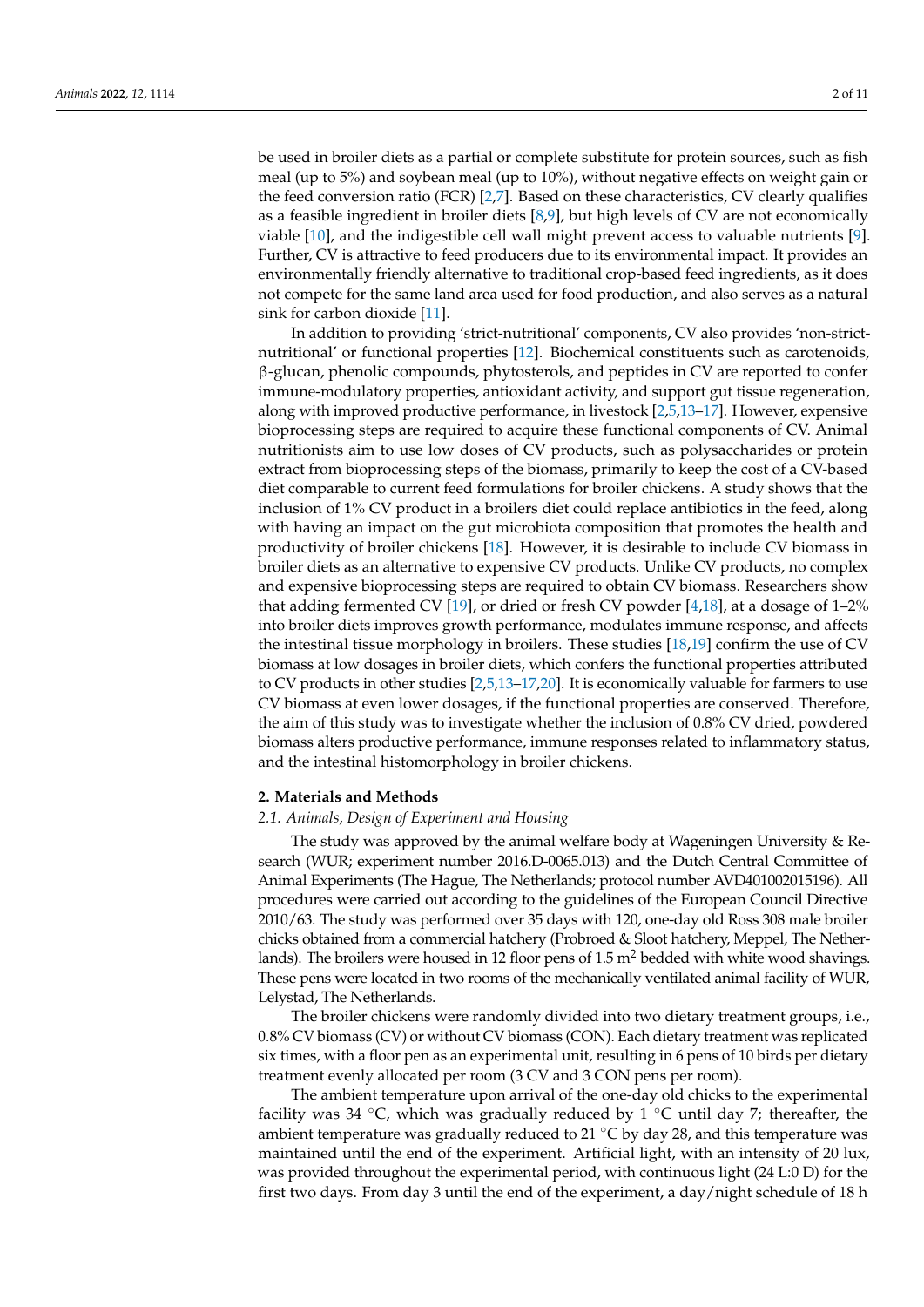be used in broiler diets as a partial or complete substitute for protein sources, such as fish meal (up to 5%) and soybean meal (up to 10%), without negative effects on weight gain or the feed conversion ratio (FCR) [2,7]. Based on these characteristics, CV clearly qualifies as a feasible ingredient in broiler diets [8,9], but high levels of CV are not economically viable [10], and the indigestible cell wall might prevent access to valuable nutrients [9]. Further, CV is attractive to feed producers due to its environmental impact. It provides an environmentally friendly alternative to traditional crop-based feed ingredients, as it does not compete for the same land area used for food production, and also serves as a natural sink for carbon dioxide [11].

In addition to providing 'strict-nutritional' components, CV also provides 'non-strict-nutritional' or functional properties [12]. Biochemical constituents such as carotenoids, β-glucan, phenolic compounds, phytosterols, and peptides in CV are reported to confer immune-modulatory properties, antioxidant activity, and support gut tissue regeneration, along with improved productive performance, in livestock [2,5,13–17]. However, expensive bioprocessing steps are required to acquire these functional components of CV. Animal nutritionists aim to use low doses of CV products, such as polysaccharides or protein extract from bioprocessing steps of the biomass, primarily to keep the cost of a CV-based diet comparable to current feed formulations for broiler chickens. A study shows that the inclusion of 1% CV product in a broilers diet could replace antibiotics in the feed, along with having an impact on the gut microbiota composition that promotes the health and productivity of broiler chickens [18]. However, it is desirable to include CV biomass in broiler diets as an alternative to expensive CV products. Unlike CV products, no complex and expensive bioprocessing steps are required to obtain CV biomass. Researchers show that adding fermented CV [19], or dried or fresh CV powder [4,18], at a dosage of 1–2% into broiler diets improves growth performance, modulates immune response, and affects the intestinal tissue morphology in broilers. These studies [18,19] confirm the use of CV biomass at low dosages in broiler diets, which confers the functional properties attributed to CV products in other studies [2,5,13–17,20]. It is economically valuable for farmers to use CV biomass at even lower dosages, if the functional properties are conserved. Therefore, the aim of this study was to investigate whether the inclusion of 0.8% CV dried, powdered biomass alters productive performance, immune responses related to inflammatory status, and the intestinal histomorphology in broiler chickens.

## 2. Materials and Methods

### 2.1. Animals, Design of Experiment and Housing

The study was approved by the animal welfare body at Wageningen University & Research (WUR; experiment number 2016.D-0065.013) and the Dutch Central Committee of Animal Experiments (The Hague, The Netherlands; protocol number AVD401002015196). All procedures were carried out according to the guidelines of the European Council Directive 2010/63. The study was performed over 35 days with 120, one-day old Ross 308 male broiler chicks obtained from a commercial hatchery (Probroed & Sloot hatchery, Meppel, The Netherlands). The broilers were housed in 12 floor pens of 1.5 $m^2$ bedded with white wood shavings. These pens were located in two rooms of the mechanically ventilated animal facility of WUR, Lelystad, The Netherlands.

The broiler chickens were randomly divided into two dietary treatment groups, i.e., 0.8% CV biomass (CV) or without CV biomass (CON). Each dietary treatment was replicated six times, with a floor pen as an experimental unit, resulting in 6 pens of 10 birds per dietary treatment evenly allocated per room (3 CV and 3 CON pens per room).

The ambient temperature upon arrival of the one-day old chicks to the experimental facility was 34 °C, which was gradually reduced by 1 °C until day 7; thereafter, the ambient temperature was gradually reduced to 21 °C by day 28, and this temperature was maintained until the end of the experiment. Artificial light, with an intensity of 20 lux, was provided throughout the experimental period, with continuous light (24 L:0 D) for the first two days. From day 3 until the end of the experiment, a day/night schedule of 18 h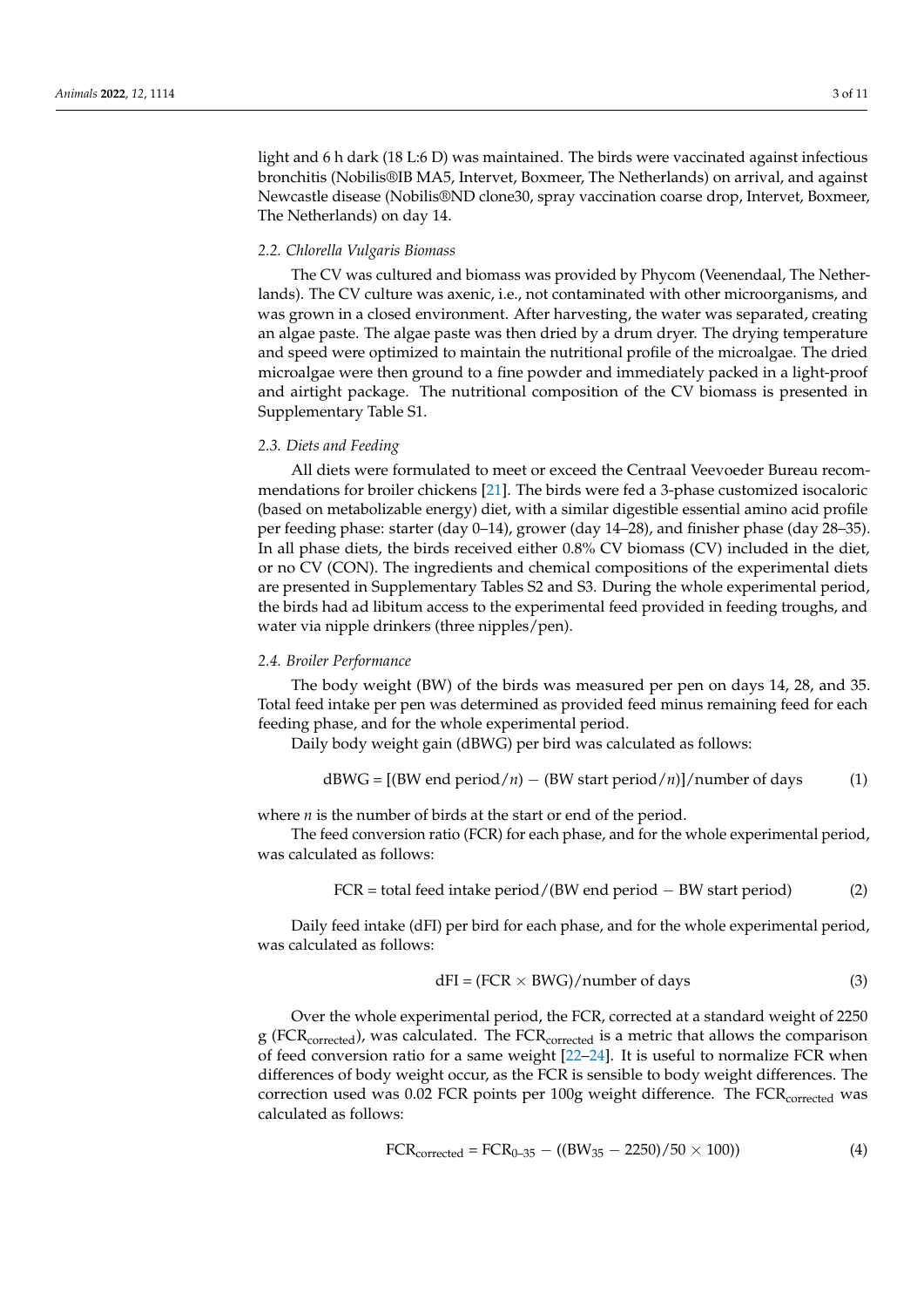light and 6 h dark (18 L:6 D) was maintained. The birds were vaccinated against infectious bronchitis (Nobilis®IB MA5, Intervet, Boxmeer, The Netherlands) on arrival, and against Newcastle disease (Nobilis®ND clone30, spray vaccination coarse drop, Intervet, Boxmeer, The Netherlands) on day 14.

### 2.2. Chlorella Vulgaris Biomass

The CV was cultured and biomass was provided by Phycom (Veenendaal, The Netherlands). The CV culture was axenic, i.e., not contaminated with other microorganisms, and was grown in a closed environment. After harvesting, the water was separated, creating an algae paste. The algae paste was then dried by a drum dryer. The drying temperature and speed were optimized to maintain the nutritional profile of the microalgae. The dried microalgae were then ground to a fine powder and immediately packed in a light-proof and airtight package. The nutritional composition of the CV biomass is presented in Supplementary Table S1.

### 2.3. Diets and Feeding

All diets were formulated to meet or exceed the Centraal Veevoeder Bureau recommendations for broiler chickens [21]. The birds were fed a 3-phase customized isocaloric (based on metabolizable energy) diet, with a similar digestible essential amino acid profile per feeding phase: starter (day 0–14), grower (day 14–28), and finisher phase (day 28–35). In all phase diets, the birds received either 0.8% CV biomass (CV) included in the diet, or no CV (CON). The ingredients and chemical compositions of the experimental diets are presented in Supplementary Tables S2 and S3. During the whole experimental period, the birds had ad libitum access to the experimental feed provided in feeding troughs, and water via nipple drinkers (three nipples/pen).

### 2.4. Broiler Performance

The body weight (BW) of the birds was measured per pen on days 14, 28, and 35. Total feed intake per pen was determined as provided feed minus remaining feed for each feeding phase, and for the whole experimental period.

Daily body weight gain (dBWG) per bird was calculated as follows:

$$\text{dBWG} = [(\text{BW end period}/n) - (\text{BW start period}/n)]/\text{number of days} \quad (1)$$

where $n$ is the number of birds at the start or end of the period.

The feed conversion ratio (FCR) for each phase, and for the whole experimental period, was calculated as follows:

$$\text{FCR} = \text{total feed intake period}/(\text{BW end period} - \text{BW start period}) \quad (2)$$

Daily feed intake (dFI) per bird for each phase, and for the whole experimental period, was calculated as follows:

$$\text{dFI} = (\text{FCR} \times \text{BWG})/\text{number of days} \quad (3)$$

Over the whole experimental period, the FCR, corrected at a standard weight of 2250 g ($\text{FCR}_{\text{corrected}}$), was calculated. The $\text{FCR}_{\text{corrected}}$ is a metric that allows the comparison of feed conversion ratio for a same weight [22–24]. It is useful to normalize FCR when differences of body weight occur, as the FCR is sensible to body weight differences. The correction used was 0.02 FCR points per 100g weight difference. The $\text{FCR}_{\text{corrected}}$ was calculated as follows:

$$\text{FCR}_{\text{corrected}} = \text{FCR}_{0\text{–}35} - ((\text{BW}_{35} - 2250)/50 \times 100)) \quad (4)$$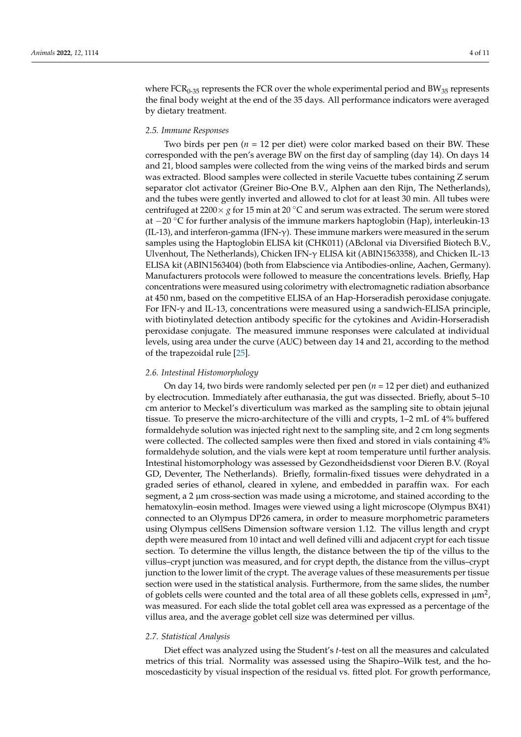where $FCR_{0\text{-}35}$ represents the FCR over the whole experimental period and $BW_{35}$ represents the final body weight at the end of the 35 days. All performance indicators were averaged by dietary treatment.

### 2.5. Immune Responses

Two birds per pen ($n$ = 12 per diet) were color marked based on their BW. These corresponded with the pen's average BW on the first day of sampling (day 14). On days 14 and 21, blood samples were collected from the wing veins of the marked birds and serum was extracted. Blood samples were collected in sterile Vacuette tubes containing Z serum separator clot activator (Greiner Bio-One B.V., Alphen aan den Rijn, The Netherlands), and the tubes were gently inverted and allowed to clot for at least 30 min. All tubes were centrifuged at 2200× $g$ for 15 min at 20 °C and serum was extracted. The serum were stored at −20 °C for further analysis of the immune markers haptoglobin (Hap), interleukin-13 (IL-13), and interferon-gamma (IFN-γ). These immune markers were measured in the serum samples using the Haptoglobin ELISA kit (CHK011) (ABclonal via Diversified Biotech B.V., Ulvenhout, The Netherlands), Chicken IFN-γ ELISA kit (ABIN1563358), and Chicken IL-13 ELISA kit (ABIN1563404) (both from Elabscience via Antibodies-online, Aachen, Germany). Manufacturers protocols were followed to measure the concentrations levels. Briefly, Hap concentrations were measured using colorimetry with electromagnetic radiation absorbance at 450 nm, based on the competitive ELISA of an Hap-Horseradish peroxidase conjugate. For IFN-γ and IL-13, concentrations were measured using a sandwich-ELISA principle, with biotinylated detection antibody specific for the cytokines and Avidin-Horseradish peroxidase conjugate. The measured immune responses were calculated at individual levels, using area under the curve (AUC) between day 14 and 21, according to the method of the trapezoidal rule [25].

### 2.6. Intestinal Histomorphology

On day 14, two birds were randomly selected per pen ($n$ = 12 per diet) and euthanized by electrocution. Immediately after euthanasia, the gut was dissected. Briefly, about 5–10 cm anterior to Meckel's diverticulum was marked as the sampling site to obtain jejunal tissue. To preserve the micro-architecture of the villi and crypts, 1–2 mL of 4% buffered formaldehyde solution was injected right next to the sampling site, and 2 cm long segments were collected. The collected samples were then fixed and stored in vials containing 4% formaldehyde solution, and the vials were kept at room temperature until further analysis. Intestinal histomorphology was assessed by Gezondheidsdienst voor Dieren B.V. (Royal GD, Deventer, The Netherlands). Briefly, formalin-fixed tissues were dehydrated in a graded series of ethanol, cleared in xylene, and embedded in paraffin wax. For each segment, a 2 μm cross-section was made using a microtome, and stained according to the hematoxylin–eosin method. Images were viewed using a light microscope (Olympus BX41) connected to an Olympus DP26 camera, in order to measure morphometric parameters using Olympus cellSens Dimension software version 1.12. The villus length and crypt depth were measured from 10 intact and well defined villi and adjacent crypt for each tissue section. To determine the villus length, the distance between the tip of the villus to the villus–crypt junction was measured, and for crypt depth, the distance from the villus–crypt junction to the lower limit of the crypt. The average values of these measurements per tissue section were used in the statistical analysis. Furthermore, from the same slides, the number of goblets cells were counted and the total area of all these goblets cells, expressed in $\mu m^2$, was measured. For each slide the total goblet cell area was expressed as a percentage of the villus area, and the average goblet cell size was determined per villus.

### 2.7. Statistical Analysis

Diet effect was analyzed using the Student's $t$-test on all the measures and calculated metrics of this trial. Normality was assessed using the Shapiro–Wilk test, and the homoscedasticity by visual inspection of the residual vs. fitted plot. For growth performance,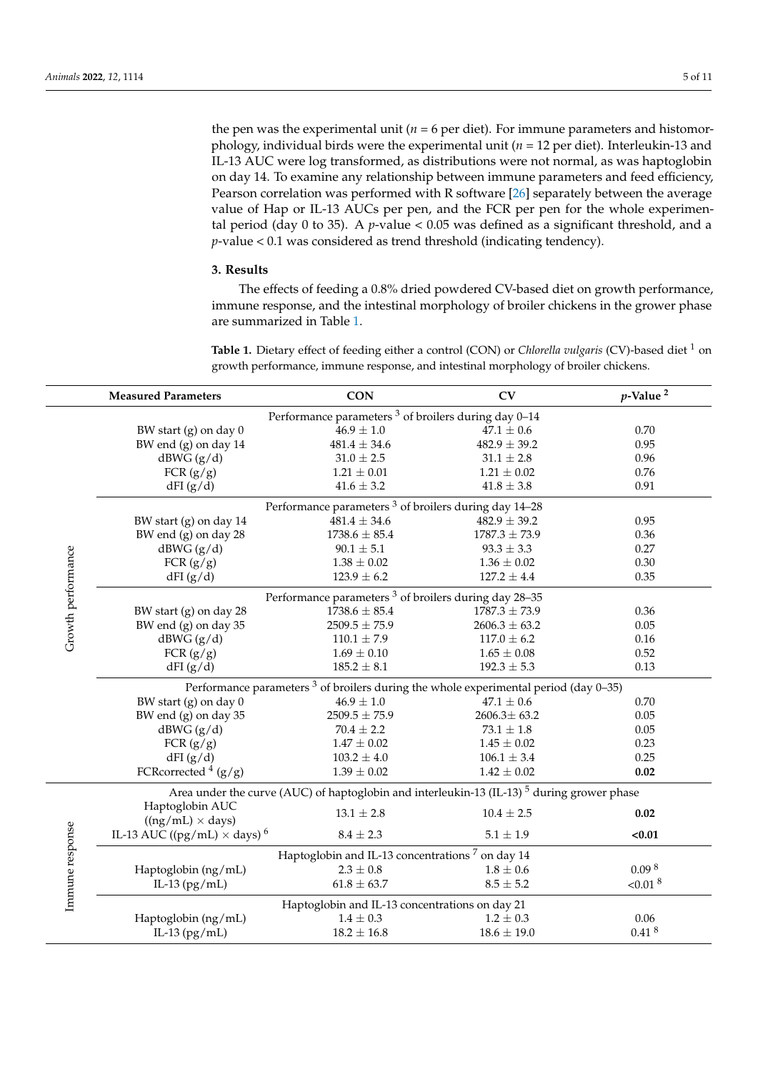the pen was the experimental unit ($n$ = 6 per diet). For immune parameters and histomorphology, individual birds were the experimental unit ($n$ = 12 per diet). Interleukin-13 and IL-13 AUC were log transformed, as distributions were not normal, as was haptoglobin on day 14. To examine any relationship between immune parameters and feed efficiency, Pearson correlation was performed with R software [26] separately between the average value of Hap or IL-13 AUCs per pen, and the FCR per pen for the whole experimental period (day 0 to 35). A $p$-value < 0.05 was defined as a significant threshold, and a $p$-value < 0.1 was considered as trend threshold (indicating tendency).

## 3. Results

The effects of feeding a 0.8% dried powdered CV-based diet on growth performance, immune response, and the intestinal morphology of broiler chickens in the grower phase are summarized in Table 1.

**Table 1.** Dietary effect of feeding either a control (CON) or *Chlorella vulgaris* (CV)-based diet [1] on growth performance, immune response, and intestinal morphology of broiler chickens.

| | Measured Parameters | CON | CV | $p$-Value [2] |
|---|---|---|---|---|
| Growth performance | Performance parameters [3] of broilers during day 0–14 | | | |
| | BW start (g) on day 0 | 46.9 ± 1.0 | 47.1 ± 0.6 | 0.70 |
| | BW end (g) on day 14 | 481.4 ± 34.6 | 482.9 ± 39.2 | 0.95 |
| | dBWG (g/d) | 31.0 ± 2.5 | 31.1 ± 2.8 | 0.96 |
| | FCR (g/g) | 1.21 ± 0.01 | 1.21 ± 0.02 | 0.76 |
| | dFI (g/d) | 41.6 ± 3.2 | 41.8 ± 3.8 | 0.91 |
| | Performance parameters [3] of broilers during day 14–28 | | | |
| | BW start (g) on day 14 | 481.4 ± 34.6 | 482.9 ± 39.2 | 0.95 |
| | BW end (g) on day 28 | 1738.6 ± 85.4 | 1787.3 ± 73.9 | 0.36 |
| | dBWG (g/d) | 90.1 ± 5.1 | 93.3 ± 3.3 | 0.27 |
| | FCR (g/g) | 1.38 ± 0.02 | 1.36 ± 0.02 | 0.30 |
| | dFI (g/d) | 123.9 ± 6.2 | 127.2 ± 4.4 | 0.35 |
| | Performance parameters [3] of broilers during day 28–35 | | | |
| | BW start (g) on day 28 | 1738.6 ± 85.4 | 1787.3 ± 73.9 | 0.36 |
| | BW end (g) on day 35 | 2509.5 ± 75.9 | 2606.3 ± 63.2 | 0.05 |
| | dBWG (g/d) | 110.1 ± 7.9 | 117.0 ± 6.2 | 0.16 |
| | FCR (g/g) | 1.69 ± 0.10 | 1.65 ± 0.08 | 0.52 |
| | dFI (g/d) | 185.2 ± 8.1 | 192.3 ± 5.3 | 0.13 |
| | Performance parameters [3] of broilers during the whole experimental period (day 0–35) | | | |
| | BW start (g) on day 0 | 46.9 ± 1.0 | 47.1 ± 0.6 | 0.70 |
| | BW end (g) on day 35 | 2509.5 ± 75.9 | 2606.3± 63.2 | 0.05 |
| | dBWG (g/d) | 70.4 ± 2.2 | 73.1 ± 1.8 | 0.05 |
| | FCR (g/g) | 1.47 ± 0.02 | 1.45 ± 0.02 | 0.23 |
| | dFI (g/d) | 103.2 ± 4.0 | 106.1 ± 3.4 | 0.25 |
| | FCRcorrected [4] (g/g) | 1.39 ± 0.02 | 1.42 ± 0.02 | **0.02** |
| Immune response | Area under the curve (AUC) of haptoglobin and interleukin-13 (IL-13) [5] during grower phase | | | |
| | Haptoglobin AUC ((ng/mL) × days) | 13.1 ± 2.8 | 10.4 ± 2.5 | **0.02** |
| | IL-13 AUC ((pg/mL) × days) [6] | 8.4 ± 2.3 | 5.1 ± 1.9 | **<0.01** |
| | Haptoglobin and IL-13 concentrations [7] on day 14 | | | |
| | Haptoglobin (ng/mL) | 2.3 ± 0.8 | 1.8 ± 0.6 | 0.09 [8] |
| | IL-13 (pg/mL) | 61.8 ± 63.7 | 8.5 ± 5.2 | <0.01 [8] |
| | Haptoglobin and IL-13 concentrations on day 21 | | | |
| | Haptoglobin (ng/mL) | 1.4 ± 0.3 | 1.2 ± 0.3 | 0.06 |
| | IL-13 (pg/mL) | 18.2 ± 16.8 | 18.6 ± 19.0 | 0.41 [8] |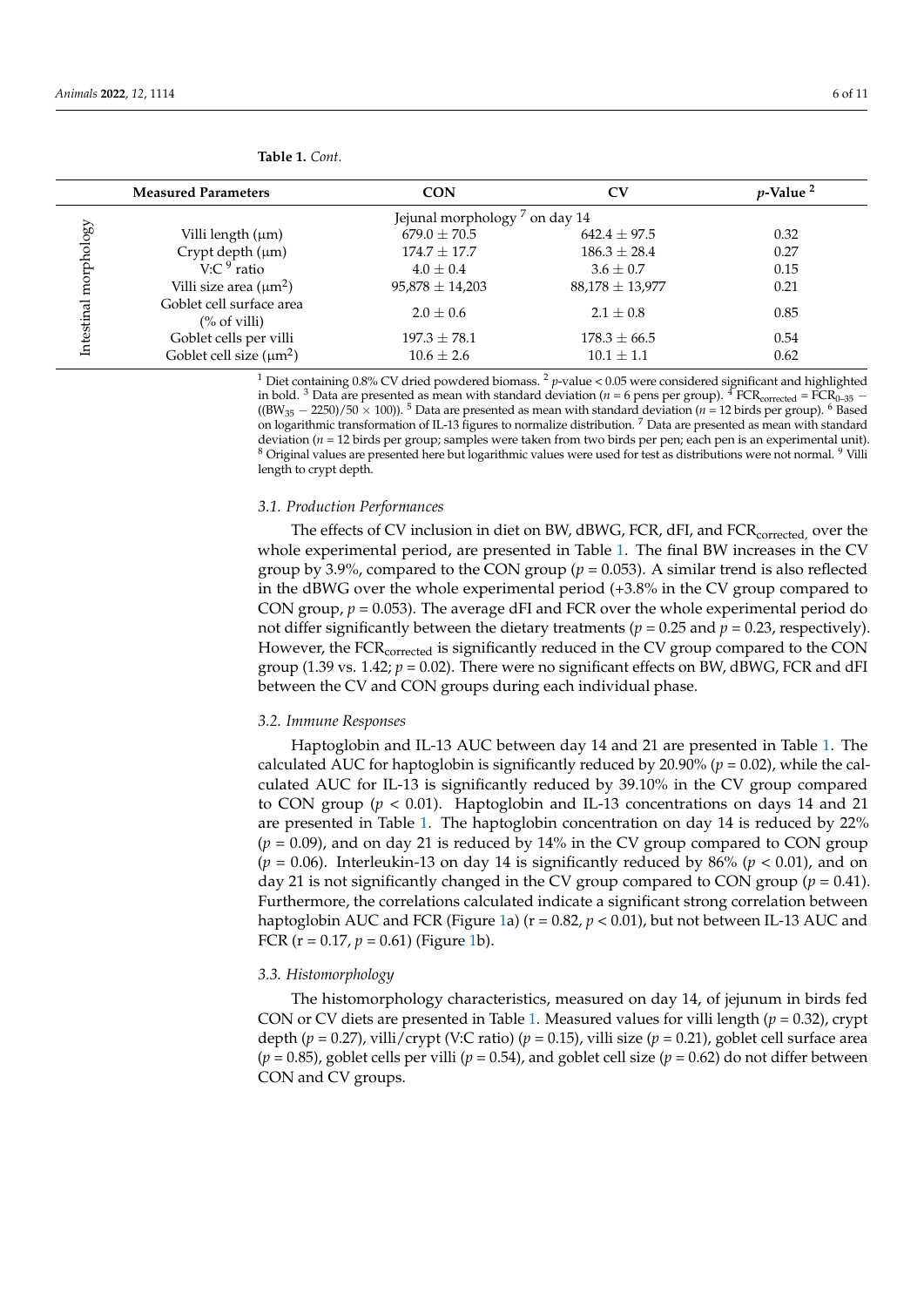**Table 1.** *Cont.*

| | Measured Parameters | CON | CV | *p*-Value [2] |
|---|---|---|---|---|
| | | Jejunal morphology [7] on day 14 | | |
| Intestinal morphology | Villi length (μm) | 679.0 ± 70.5 | 642.4 ± 97.5 | 0.32 |
| | Crypt depth (μm) | 174.7 ± 17.7 | 186.3 ± 28.4 | 0.27 |
| | V:C [9] ratio | 4.0 ± 0.4 | 3.6 ± 0.7 | 0.15 |
| | Villi size area (μm$^2$) | 95,878 ± 14,203 | 88,178 ± 13,977 | 0.21 |
| | Goblet cell surface area (% of villi) | 2.0 ± 0.6 | 2.1 ± 0.8 | 0.85 |
| | Goblet cells per villi | 197.3 ± 78.1 | 178.3 ± 66.5 | 0.54 |
| | Goblet cell size (μm$^2$) | 10.6 ± 2.6 | 10.1 ± 1.1 | 0.62 |

[1] Diet containing 0.8% CV dried powdered biomass. [2] *p*-value < 0.05 were considered significant and highlighted in bold. [3] Data are presented as mean with standard deviation (*n* = 6 pens per group). [4] $FCR_{corrected} = FCR_{0–35} - ((BW_{35} - 2250)/50 \times 100))$. [5] Data are presented as mean with standard deviation (*n* = 12 birds per group). [6] Based on logarithmic transformation of IL-13 figures to normalize distribution. [7] Data are presented as mean with standard deviation (*n* = 12 birds per group; samples were taken from two birds per pen; each pen is an experimental unit). [8] Original values are presented here but logarithmic values were used for test as distributions were not normal. [9] Villi length to crypt depth.

### 3.1. Production Performances

The effects of CV inclusion in diet on BW, dBWG, FCR, dFI, and $FCR_{corrected}$, over the whole experimental period, are presented in Table 1. The final BW increases in the CV group by 3.9%, compared to the CON group ($p = 0.053$). A similar trend is also reflected in the dBWG over the whole experimental period (+3.8% in the CV group compared to CON group, $p = 0.053$). The average dFI and FCR over the whole experimental period do not differ significantly between the dietary treatments ($p = 0.25$ and $p = 0.23$, respectively). However, the $FCR_{corrected}$ is significantly reduced in the CV group compared to the CON group (1.39 vs. 1.42; $p = 0.02$). There were no significant effects on BW, dBWG, FCR and dFI between the CV and CON groups during each individual phase.

### 3.2. Immune Responses

Haptoglobin and IL-13 AUC between day 14 and 21 are presented in Table 1. The calculated AUC for haptoglobin is significantly reduced by 20.90% ($p = 0.02$), while the calculated AUC for IL-13 is significantly reduced by 39.10% in the CV group compared to CON group ($p < 0.01$). Haptoglobin and IL-13 concentrations on days 14 and 21 are presented in Table 1. The haptoglobin concentration on day 14 is reduced by 22% ($p = 0.09$), and on day 21 is reduced by 14% in the CV group compared to CON group ($p = 0.06$). Interleukin-13 on day 14 is significantly reduced by 86% ($p < 0.01$), and on day 21 is not significantly changed in the CV group compared to CON group ($p = 0.41$). Furthermore, the correlations calculated indicate a significant strong correlation between haptoglobin AUC and FCR (Figure 1a) ($r = 0.82$, $p < 0.01$), but not between IL-13 AUC and FCR ($r = 0.17$, $p = 0.61$) (Figure 1b).

### 3.3. Histomorphology

The histomorphology characteristics, measured on day 14, of jejunum in birds fed CON or CV diets are presented in Table 1. Measured values for villi length ($p = 0.32$), crypt depth ($p = 0.27$), villi/crypt (V:C ratio) ($p = 0.15$), villi size ($p = 0.21$), goblet cell surface area ($p = 0.85$), goblet cells per villi ($p = 0.54$), and goblet cell size ($p = 0.62$) do not differ between CON and CV groups.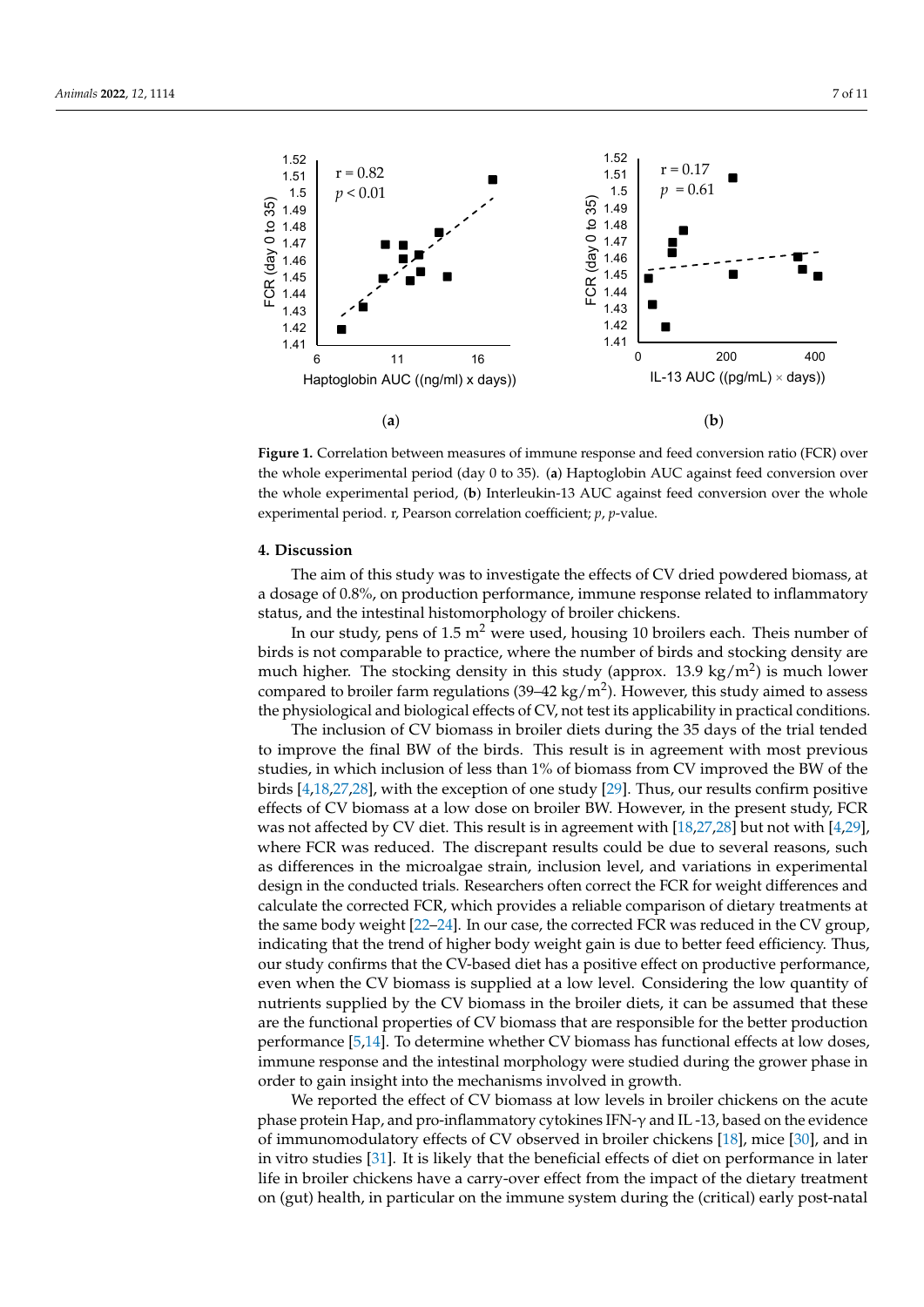**Figure 1.** Correlation between measures of immune response and feed conversion ratio (FCR) over the whole experimental period (day 0 to 35). (**a**) Haptoglobin AUC against feed conversion over the whole experimental period, (**b**) Interleukin-13 AUC against feed conversion over the whole experimental period. r, Pearson correlation coefficient; *p*, *p*-value.

## 4. Discussion

The aim of this study was to investigate the effects of CV dried powdered biomass, at a dosage of 0.8%, on production performance, immune response related to inflammatory status, and the intestinal histomorphology of broiler chickens.

In our study, pens of 1.5 $m^2$ were used, housing 10 broilers each. Theis number of birds is not comparable to practice, where the number of birds and stocking density are much higher. The stocking density in this study (approx. 13.9 $kg/m^2$) is much lower compared to broiler farm regulations (39–42 $kg/m^2$). However, this study aimed to assess the physiological and biological effects of CV, not test its applicability in practical conditions.

The inclusion of CV biomass in broiler diets during the 35 days of the trial tended to improve the final BW of the birds. This result is in agreement with most previous studies, in which inclusion of less than 1% of biomass from CV improved the BW of the birds [4,18,27,28], with the exception of one study [29]. Thus, our results confirm positive effects of CV biomass at a low dose on broiler BW. However, in the present study, FCR was not affected by CV diet. This result is in agreement with [18,27,28] but not with [4,29], where FCR was reduced. The discrepant results could be due to several reasons, such as differences in the microalgae strain, inclusion level, and variations in experimental design in the conducted trials. Researchers often correct the FCR for weight differences and calculate the corrected FCR, which provides a reliable comparison of dietary treatments at the same body weight [22–24]. In our case, the corrected FCR was reduced in the CV group, indicating that the trend of higher body weight gain is due to better feed efficiency. Thus, our study confirms that the CV-based diet has a positive effect on productive performance, even when the CV biomass is supplied at a low level. Considering the low quantity of nutrients supplied by the CV biomass in the broiler diets, it can be assumed that these are the functional properties of CV biomass that are responsible for the better production performance [5,14]. To determine whether CV biomass has functional effects at low doses, immune response and the intestinal morphology were studied during the grower phase in order to gain insight into the mechanisms involved in growth.

We reported the effect of CV biomass at low levels in broiler chickens on the acute phase protein Hap, and pro-inflammatory cytokines IFN-γ and IL -13, based on the evidence of immunomodulatory effects of CV observed in broiler chickens [18], mice [30], and in in vitro studies [31]. It is likely that the beneficial effects of diet on performance in later life in broiler chickens have a carry-over effect from the impact of the dietary treatment on (gut) health, in particular on the immune system during the (critical) early post-natal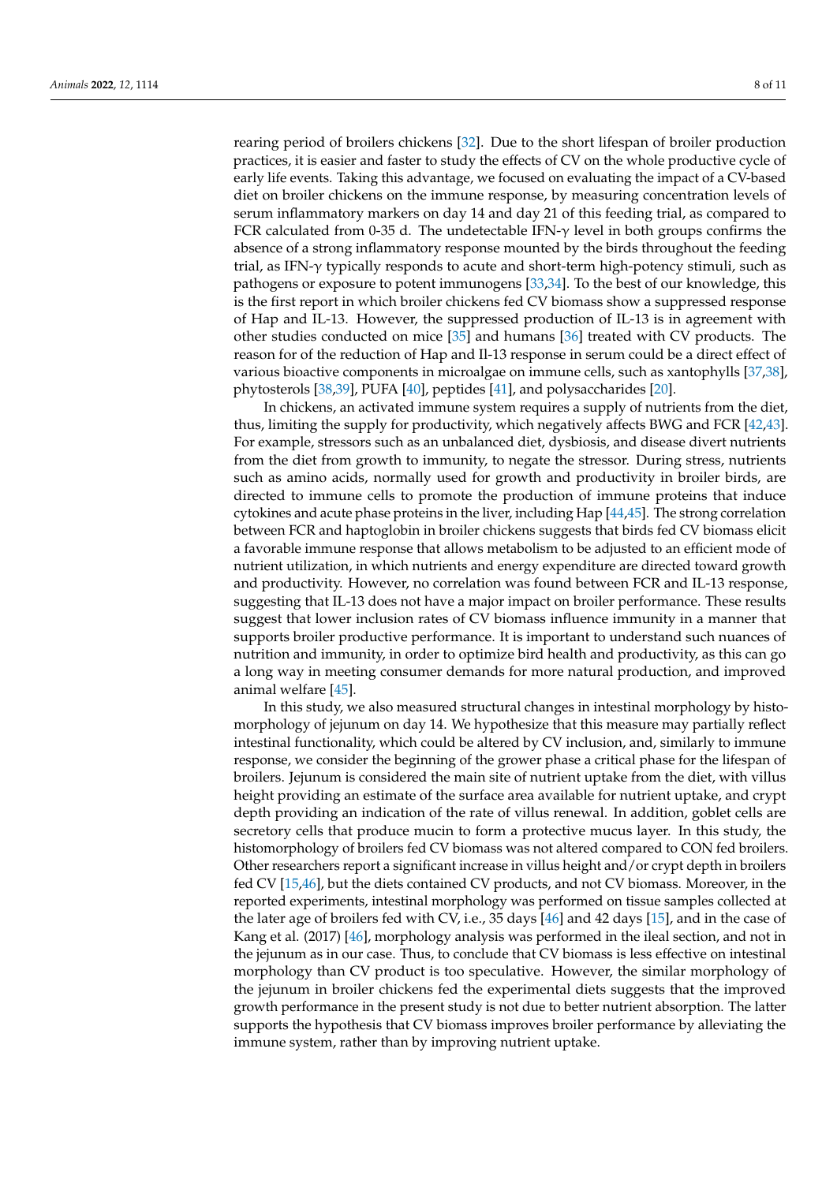rearing period of broilers chickens [32]. Due to the short lifespan of broiler production practices, it is easier and faster to study the effects of CV on the whole productive cycle of early life events. Taking this advantage, we focused on evaluating the impact of a CV-based diet on broiler chickens on the immune response, by measuring concentration levels of serum inflammatory markers on day 14 and day 21 of this feeding trial, as compared to FCR calculated from 0-35 d. The undetectable IFN-$\gamma$ level in both groups confirms the absence of a strong inflammatory response mounted by the birds throughout the feeding trial, as IFN-$\gamma$ typically responds to acute and short-term high-potency stimuli, such as pathogens or exposure to potent immunogens [33,34]. To the best of our knowledge, this is the first report in which broiler chickens fed CV biomass show a suppressed response of Hap and IL-13. However, the suppressed production of IL-13 is in agreement with other studies conducted on mice [35] and humans [36] treated with CV products. The reason for of the reduction of Hap and Il-13 response in serum could be a direct effect of various bioactive components in microalgae on immune cells, such as xantophylls [37,38], phytosterols [38,39], PUFA [40], peptides [41], and polysaccharides [20].

In chickens, an activated immune system requires a supply of nutrients from the diet, thus, limiting the supply for productivity, which negatively affects BWG and FCR [42,43]. For example, stressors such as an unbalanced diet, dysbiosis, and disease divert nutrients from the diet from growth to immunity, to negate the stressor. During stress, nutrients such as amino acids, normally used for growth and productivity in broiler birds, are directed to immune cells to promote the production of immune proteins that induce cytokines and acute phase proteins in the liver, including Hap [44,45]. The strong correlation between FCR and haptoglobin in broiler chickens suggests that birds fed CV biomass elicit a favorable immune response that allows metabolism to be adjusted to an efficient mode of nutrient utilization, in which nutrients and energy expenditure are directed toward growth and productivity. However, no correlation was found between FCR and IL-13 response, suggesting that IL-13 does not have a major impact on broiler performance. These results suggest that lower inclusion rates of CV biomass influence immunity in a manner that supports broiler productive performance. It is important to understand such nuances of nutrition and immunity, in order to optimize bird health and productivity, as this can go a long way in meeting consumer demands for more natural production, and improved animal welfare [45].

In this study, we also measured structural changes in intestinal morphology by histomorphology of jejunum on day 14. We hypothesize that this measure may partially reflect intestinal functionality, which could be altered by CV inclusion, and, similarly to immune response, we consider the beginning of the grower phase a critical phase for the lifespan of broilers. Jejunum is considered the main site of nutrient uptake from the diet, with villus height providing an estimate of the surface area available for nutrient uptake, and crypt depth providing an indication of the rate of villus renewal. In addition, goblet cells are secretory cells that produce mucin to form a protective mucus layer. In this study, the histomorphology of broilers fed CV biomass was not altered compared to CON fed broilers. Other researchers report a significant increase in villus height and/or crypt depth in broilers fed CV [15,46], but the diets contained CV products, and not CV biomass. Moreover, in the reported experiments, intestinal morphology was performed on tissue samples collected at the later age of broilers fed with CV, i.e., 35 days [46] and 42 days [15], and in the case of Kang et al. (2017) [46], morphology analysis was performed in the ileal section, and not in the jejunum as in our case. Thus, to conclude that CV biomass is less effective on intestinal morphology than CV product is too speculative. However, the similar morphology of the jejunum in broiler chickens fed the experimental diets suggests that the improved growth performance in the present study is not due to better nutrient absorption. The latter supports the hypothesis that CV biomass improves broiler performance by alleviating the immune system, rather than by improving nutrient uptake.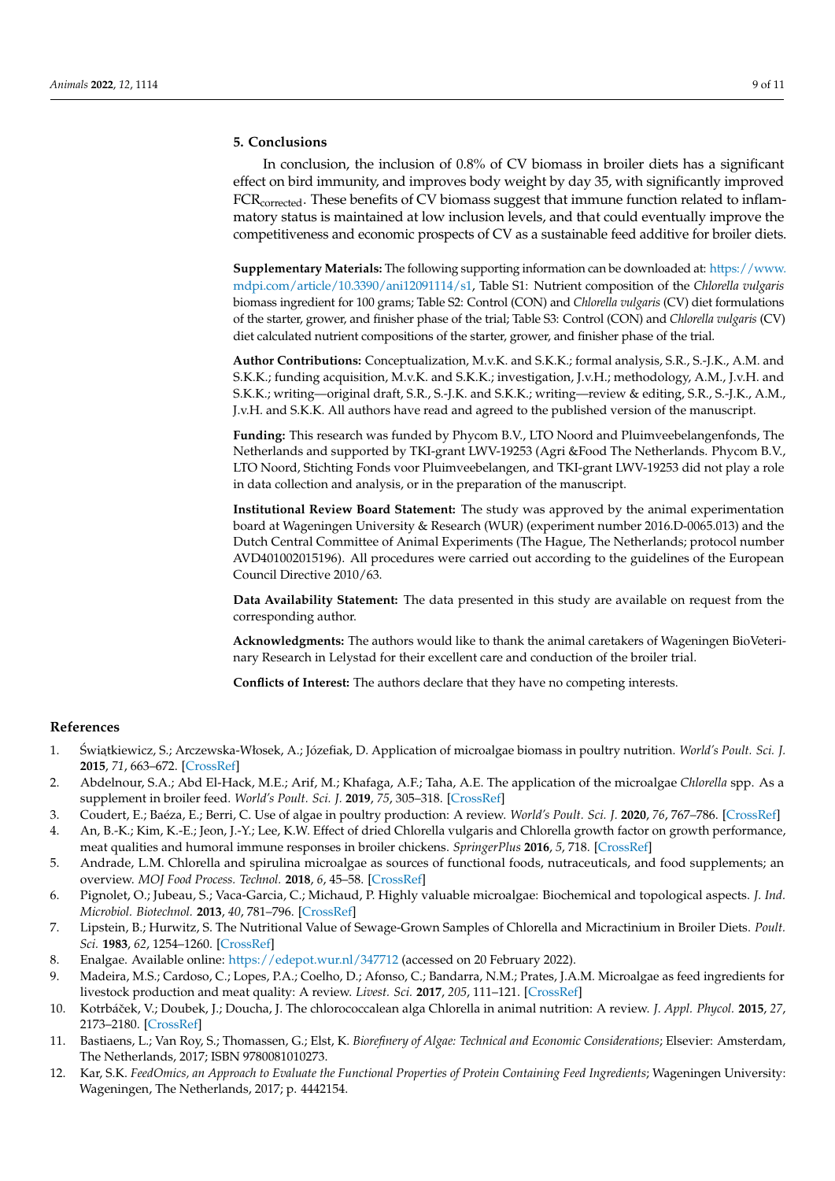## 5. Conclusions

In conclusion, the inclusion of 0.8% of CV biomass in broiler diets has a significant effect on bird immunity, and improves body weight by day 35, with significantly improved $FCR_{corrected}$. These benefits of CV biomass suggest that immune function related to inflammatory status is maintained at low inclusion levels, and that could eventually improve the competitiveness and economic prospects of CV as a sustainable feed additive for broiler diets.

**Supplementary Materials:** The following supporting information can be downloaded at: https://www.mdpi.com/article/10.3390/ani12091114/s1, Table S1: Nutrient composition of the *Chlorella vulgaris* biomass ingredient for 100 grams; Table S2: Control (CON) and *Chlorella vulgaris* (CV) diet formulations of the starter, grower, and finisher phase of the trial; Table S3: Control (CON) and *Chlorella vulgaris* (CV) diet calculated nutrient compositions of the starter, grower, and finisher phase of the trial.

**Author Contributions:** Conceptualization, M.v.K. and S.K.K.; formal analysis, S.R., S.-J.K., A.M. and S.K.K.; funding acquisition, M.v.K. and S.K.K.; investigation, J.v.H.; methodology, A.M., J.v.H. and S.K.K.; writing—original draft, S.R., S.-J.K. and S.K.K.; writing—review & editing, S.R., S.-J.K., A.M., J.v.H. and S.K.K. All authors have read and agreed to the published version of the manuscript.

**Funding:** This research was funded by Phycom B.V., LTO Noord and Pluimveebelangenfonds, The Netherlands and supported by TKI-grant LWV-19253 (Agri &Food The Netherlands. Phycom B.V., LTO Noord, Stichting Fonds voor Pluimveebelangen, and TKI-grant LWV-19253 did not play a role in data collection and analysis, or in the preparation of the manuscript.

**Institutional Review Board Statement:** The study was approved by the animal experimentation board at Wageningen University & Research (WUR) (experiment number 2016.D-0065.013) and the Dutch Central Committee of Animal Experiments (The Hague, The Netherlands; protocol number AVD401002015196). All procedures were carried out according to the guidelines of the European Council Directive 2010/63.

**Data Availability Statement:** The data presented in this study are available on request from the corresponding author.

**Acknowledgments:** The authors would like to thank the animal caretakers of Wageningen BioVeterinary Research in Lelystad for their excellent care and conduction of the broiler trial.

**Conflicts of Interest:** The authors declare that they have no competing interests.

## References

1. Świątkiewicz, S.; Arczewska-Włosek, A.; Józefiak, D. Application of microalgae biomass in poultry nutrition. *World's Poult. Sci. J.* **2015**, *71*, 663–672. [CrossRef]
2. Abdelnour, S.A.; Abd El-Hack, M.E.; Arif, M.; Khafaga, A.F.; Taha, A.E. The application of the microalgae *Chlorella* spp. As a supplement in broiler feed. *World's Poult. Sci. J.* **2019**, *75*, 305–318. [CrossRef]
3. Coudert, E.; Baéza, E.; Berri, C. Use of algae in poultry production: A review. *World's Poult. Sci. J.* **2020**, *76*, 767–786. [CrossRef]
4. An, B.-K.; Kim, K.-E.; Jeon, J.-Y.; Lee, K.W. Effect of dried Chlorella vulgaris and Chlorella growth factor on growth performance, meat qualities and humoral immune responses in broiler chickens. *SpringerPlus* **2016**, *5*, 718. [CrossRef]
5. Andrade, L.M. Chlorella and spirulina microalgae as sources of functional foods, nutraceuticals, and food supplements; an overview. *MOJ Food Process. Technol.* **2018**, *6*, 45–58. [CrossRef]
6. Pignolet, O.; Jubeau, S.; Vaca-Garcia, C.; Michaud, P. Highly valuable microalgae: Biochemical and topological aspects. *J. Ind. Microbiol. Biotechnol.* **2013**, *40*, 781–796. [CrossRef]
7. Lipstein, B.; Hurwitz, S. The Nutritional Value of Sewage-Grown Samples of Chlorella and Micractinium in Broiler Diets. *Poult. Sci.* **1983**, *62*, 1254–1260. [CrossRef]
8. Enalgae. Available online: https://edepot.wur.nl/347712 (accessed on 20 February 2022).
9. Madeira, M.S.; Cardoso, C.; Lopes, P.A.; Coelho, D.; Afonso, C.; Bandarra, N.M.; Prates, J.A.M. Microalgae as feed ingredients for livestock production and meat quality: A review. *Livest. Sci.* **2017**, *205*, 111–121. [CrossRef]
10. Kotrbáček, V.; Doubek, J.; Doucha, J. The chlorococcalean alga Chlorella in animal nutrition: A review. *J. Appl. Phycol.* **2015**, *27*, 2173–2180. [CrossRef]
11. Bastiaens, L.; Van Roy, S.; Thomassen, G.; Elst, K. *Biorefinery of Algae: Technical and Economic Considerations*; Elsevier: Amsterdam, The Netherlands, 2017; ISBN 9780081010273.
12. Kar, S.K. *FeedOmics, an Approach to Evaluate the Functional Properties of Protein Containing Feed Ingredients*; Wageningen University: Wageningen, The Netherlands, 2017; p. 4442154.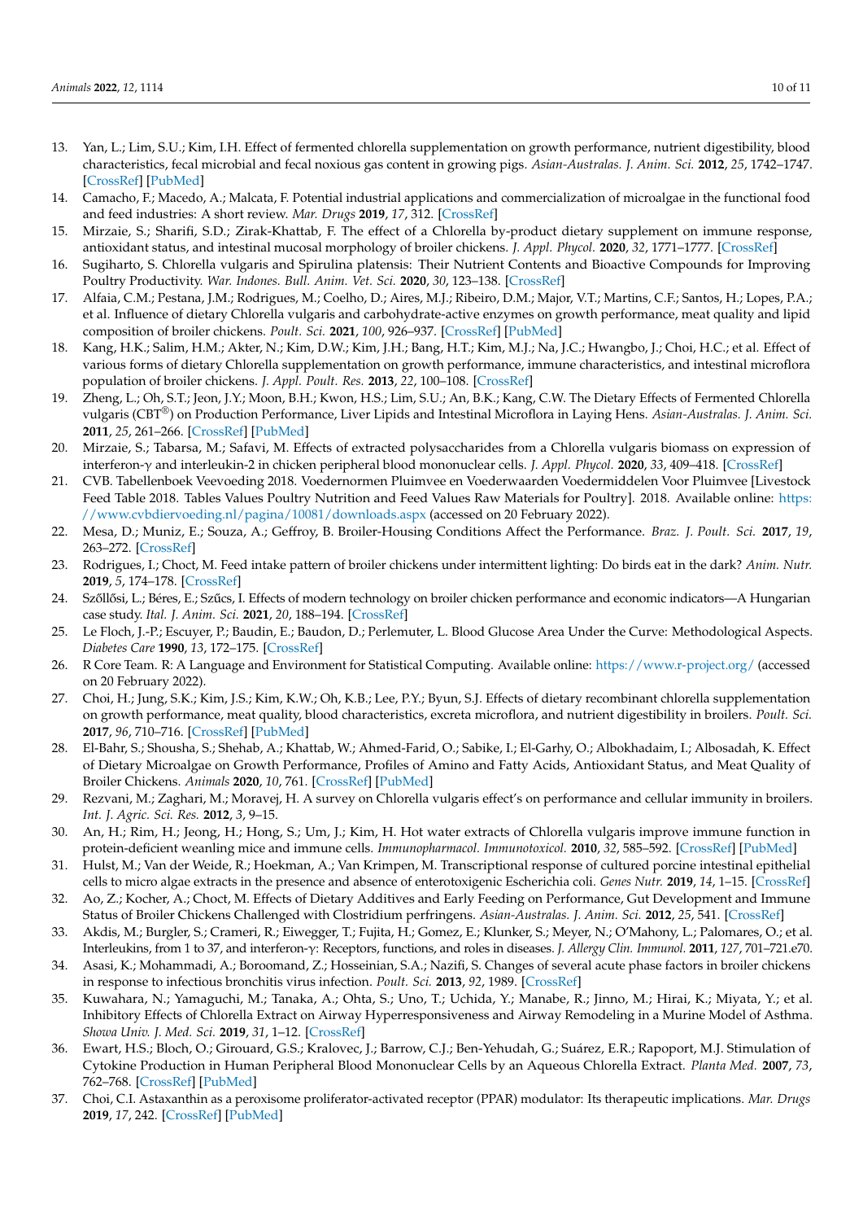13. Yan, L.; Lim, S.U.; Kim, I.H. Effect of fermented chlorella supplementation on growth performance, nutrient digestibility, blood characteristics, fecal microbial and fecal noxious gas content in growing pigs. *Asian-Australas. J. Anim. Sci.* **2012**, *25*, 1742–1747. [CrossRef] [PubMed]
14. Camacho, F.; Macedo, A.; Malcata, F. Potential industrial applications and commercialization of microalgae in the functional food and feed industries: A short review. *Mar. Drugs* **2019**, *17*, 312. [CrossRef]
15. Mirzaie, S.; Sharifi, S.D.; Zirak-Khattab, F. The effect of a Chlorella by-product dietary supplement on immune response, antioxidant status, and intestinal mucosal morphology of broiler chickens. *J. Appl. Phycol.* **2020**, *32*, 1771–1777. [CrossRef]
16. Sugiharto, S. Chlorella vulgaris and Spirulina platensis: Their Nutrient Contents and Bioactive Compounds for Improving Poultry Productivity. *War. Indones. Bull. Anim. Vet. Sci.* **2020**, *30*, 123–138. [CrossRef]
17. Alfaia, C.M.; Pestana, J.M.; Rodrigues, M.; Coelho, D.; Aires, M.J.; Ribeiro, D.M.; Major, V.T.; Martins, C.F.; Santos, H.; Lopes, P.A.; et al. Influence of dietary Chlorella vulgaris and carbohydrate-active enzymes on growth performance, meat quality and lipid composition of broiler chickens. *Poult. Sci.* **2021**, *100*, 926–937. [CrossRef] [PubMed]
18. Kang, H.K.; Salim, H.M.; Akter, N.; Kim, D.W.; Kim, J.H.; Bang, H.T.; Kim, M.J.; Na, J.C.; Hwangbo, J.; Choi, H.C.; et al. Effect of various forms of dietary Chlorella supplementation on growth performance, immune characteristics, and intestinal microflora population of broiler chickens. *J. Appl. Poult. Res.* **2013**, *22*, 100–108. [CrossRef]
19. Zheng, L.; Oh, S.T.; Jeon, J.Y.; Moon, B.H.; Kwon, H.S.; Lim, S.U.; An, B.K.; Kang, C.W. The Dietary Effects of Fermented Chlorella vulgaris (CBT®) on Production Performance, Liver Lipids and Intestinal Microflora in Laying Hens. *Asian-Australas. J. Anim. Sci.* **2011**, *25*, 261–266. [CrossRef] [PubMed]
20. Mirzaie, S.; Tabarsa, M.; Safavi, M. Effects of extracted polysaccharides from a Chlorella vulgaris biomass on expression of interferon-γ and interleukin-2 in chicken peripheral blood mononuclear cells. *J. Appl. Phycol.* **2020**, *33*, 409–418. [CrossRef]
21. CVB. Tabellenboek Veevoeding 2018. Voedernormen Pluimvee en Voederwaarden Voedermiddelen Voor Pluimvee [Livestock Feed Table 2018. Tables Values Poultry Nutrition and Feed Values Raw Materials for Poultry]. 2018. Available online: https://www.cvbdiervoeding.nl/pagina/10081/downloads.aspx (accessed on 20 February 2022).
22. Mesa, D.; Muniz, E.; Souza, A.; Geffroy, B. Broiler-Housing Conditions Affect the Performance. *Braz. J. Poult. Sci.* **2017**, *19*, 263–272. [CrossRef]
23. Rodrigues, I.; Choct, M. Feed intake pattern of broiler chickens under intermittent lighting: Do birds eat in the dark? *Anim. Nutr.* **2019**, *5*, 174–178. [CrossRef]
24. Szőllősi, L.; Béres, E.; Szűcs, I. Effects of modern technology on broiler chicken performance and economic indicators—A Hungarian case study. *Ital. J. Anim. Sci.* **2021**, *20*, 188–194. [CrossRef]
25. Le Floch, J.-P.; Escuyer, P.; Baudin, E.; Baudon, D.; Perlemuter, L. Blood Glucose Area Under the Curve: Methodological Aspects. *Diabetes Care* **1990**, *13*, 172–175. [CrossRef]
26. R Core Team. R: A Language and Environment for Statistical Computing. Available online: https://www.r-project.org/ (accessed on 20 February 2022).
27. Choi, H.; Jung, S.K.; Kim, J.S.; Kim, K.W.; Oh, K.B.; Lee, P.Y.; Byun, S.J. Effects of dietary recombinant chlorella supplementation on growth performance, meat quality, blood characteristics, excreta microflora, and nutrient digestibility in broilers. *Poult. Sci.* **2017**, *96*, 710–716. [CrossRef] [PubMed]
28. El-Bahr, S.; Shousha, S.; Shehab, A.; Khattab, W.; Ahmed-Farid, O.; Sabike, I.; El-Garhy, O.; Albokhadaim, I.; Albosadah, K. Effect of Dietary Microalgae on Growth Performance, Profiles of Amino and Fatty Acids, Antioxidant Status, and Meat Quality of Broiler Chickens. *Animals* **2020**, *10*, 761. [CrossRef] [PubMed]
29. Rezvani, M.; Zaghari, M.; Moravej, H. A survey on Chlorella vulgaris effect's on performance and cellular immunity in broilers. *Int. J. Agric. Sci. Res.* **2012**, *3*, 9–15.
30. An, H.; Rim, H.; Jeong, H.; Hong, S.; Um, J.; Kim, H. Hot water extracts of Chlorella vulgaris improve immune function in protein-deficient weanling mice and immune cells. *Immunopharmacol. Immunotoxicol.* **2010**, *32*, 585–592. [CrossRef] [PubMed]
31. Hulst, M.; Van der Weide, R.; Hoekman, A.; Van Krimpen, M. Transcriptional response of cultured porcine intestinal epithelial cells to micro algae extracts in the presence and absence of enterotoxigenic Escherichia coli. *Genes Nutr.* **2019**, *14*, 1–15. [CrossRef]
32. Ao, Z.; Kocher, A.; Choct, M. Effects of Dietary Additives and Early Feeding on Performance, Gut Development and Immune Status of Broiler Chickens Challenged with Clostridium perfringens. *Asian-Australas. J. Anim. Sci.* **2012**, *25*, 541. [CrossRef]
33. Akdis, M.; Burgler, S.; Crameri, R.; Eiwegger, T.; Fujita, H.; Gomez, E.; Klunker, S.; Meyer, N.; O'Mahony, L.; Palomares, O.; et al. Interleukins, from 1 to 37, and interferon-γ: Receptors, functions, and roles in diseases. *J. Allergy Clin. Immunol.* **2011**, *127*, 701–721.e70.
34. Asasi, K.; Mohammadi, A.; Boroomand, Z.; Hosseinian, S.A.; Nazifi, S. Changes of several acute phase factors in broiler chickens in response to infectious bronchitis virus infection. *Poult. Sci.* **2013**, *92*, 1989. [CrossRef]
35. Kuwahara, N.; Yamaguchi, M.; Tanaka, A.; Ohta, S.; Uno, T.; Uchida, Y.; Manabe, R.; Jinno, M.; Hirai, K.; Miyata, Y.; et al. Inhibitory Effects of Chlorella Extract on Airway Hyperresponsiveness and Airway Remodeling in a Murine Model of Asthma. *Showa Univ. J. Med. Sci.* **2019**, *31*, 1–12. [CrossRef]
36. Ewart, H.S.; Bloch, O.; Girouard, G.S.; Kralovec, J.; Barrow, C.J.; Ben-Yehudah, G.; Suárez, E.R.; Rapoport, M.J. Stimulation of Cytokine Production in Human Peripheral Blood Mononuclear Cells by an Aqueous Chlorella Extract. *Planta Med.* **2007**, *73*, 762–768. [CrossRef] [PubMed]
37. Choi, C.I. Astaxanthin as a peroxisome proliferator-activated receptor (PPAR) modulator: Its therapeutic implications. *Mar. Drugs* **2019**, *17*, 242. [CrossRef] [PubMed]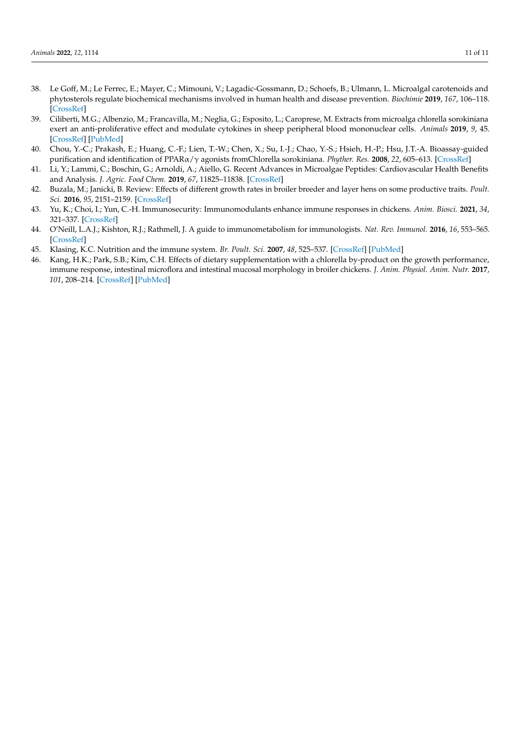38. Le Goff, M.; Le Ferrec, E.; Mayer, C.; Mimouni, V.; Lagadic-Gossmann, D.; Schoefs, B.; Ulmann, L. Microalgal carotenoids and phytosterols regulate biochemical mechanisms involved in human health and disease prevention. *Biochimie* **2019**, *167*, 106–118. [CrossRef]
39. Ciliberti, M.G.; Albenzio, M.; Francavilla, M.; Neglia, G.; Esposito, L.; Caroprese, M. Extracts from microalga chlorella sorokiniana exert an anti-proliferative effect and modulate cytokines in sheep peripheral blood mononuclear cells. *Animals* **2019**, *9*, 45. [CrossRef] [PubMed]
40. Chou, Y.-C.; Prakash, E.; Huang, C.-F.; Lien, T.-W.; Chen, X.; Su, I.-J.; Chao, Y.-S.; Hsieh, H.-P.; Hsu, J.T.-A. Bioassay-guided purification and identification of PPARα/γ agonists fromChlorella sorokiniana. *Phyther. Res.* **2008**, *22*, 605–613. [CrossRef]
41. Li, Y.; Lammi, C.; Boschin, G.; Arnoldi, A.; Aiello, G. Recent Advances in Microalgae Peptides: Cardiovascular Health Benefits and Analysis. *J. Agric. Food Chem.* **2019**, *67*, 11825–11838. [CrossRef]
42. Buzala, M.; Janicki, B. Review: Effects of different growth rates in broiler breeder and layer hens on some productive traits. *Poult. Sci.* **2016**, *95*, 2151–2159. [CrossRef]
43. Yu, K.; Choi, I.; Yun, C.-H. Immunosecurity: Immunomodulants enhance immune responses in chickens. *Anim. Biosci.* **2021**, *34*, 321–337. [CrossRef]
44. O'Neill, L.A.J.; Kishton, R.J.; Rathmell, J. A guide to immunometabolism for immunologists. *Nat. Rev. Immunol.* **2016**, *16*, 553–565. [CrossRef]
45. Klasing, K.C. Nutrition and the immune system. *Br. Poult. Sci.* **2007**, *48*, 525–537. [CrossRef] [PubMed]
46. Kang, H.K.; Park, S.B.; Kim, C.H. Effects of dietary supplementation with a chlorella by-product on the growth performance, immune response, intestinal microflora and intestinal mucosal morphology in broiler chickens. *J. Anim. Physiol. Anim. Nutr.* **2017**, *101*, 208–214. [CrossRef] [PubMed]